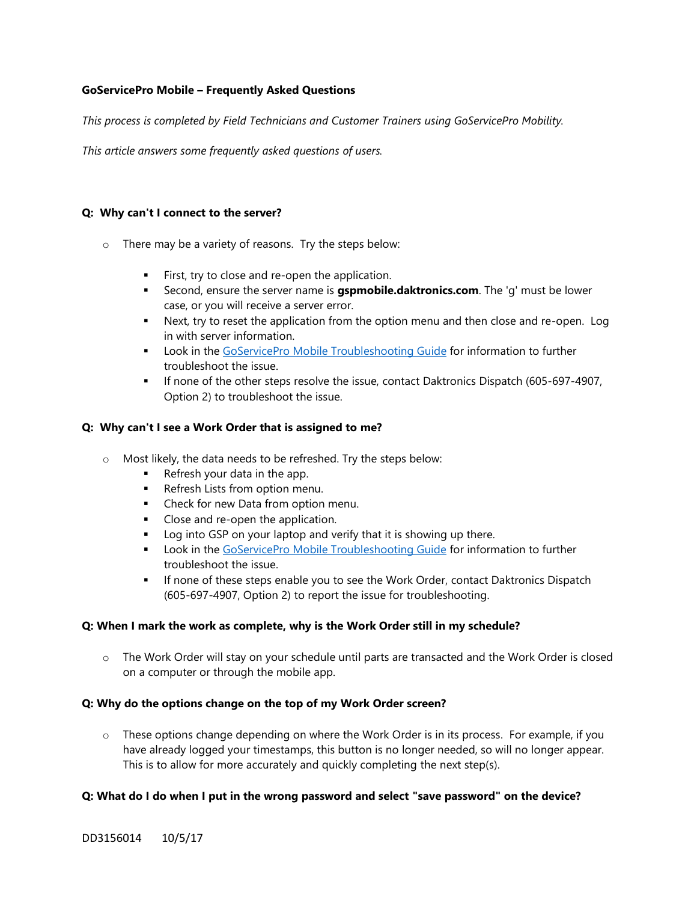**GoServicePro Mobile – Frequently Asked Questions**

*This process is completed by Field Technicians and Customer Trainers using GoServicePro Mobility.*

*This article answers some frequently asked questions of users.*

**Q: Why can't I connect to the server?**

- There may be a variety of reasons. Try the steps below:
  - First, try to close and re-open the application.
  - Second, ensure the server name is **gspmobile.daktronics.com**. The 'g' must be lower case, or you will receive a server error.
  - Next, try to reset the application from the option menu and then close and re-open. Log in with server information.
  - Look in the GoServicePro Mobile Troubleshooting Guide for information to further troubleshoot the issue.
  - If none of the other steps resolve the issue, contact Daktronics Dispatch (605-697-4907, Option 2) to troubleshoot the issue.

**Q: Why can't I see a Work Order that is assigned to me?**

- Most likely, the data needs to be refreshed. Try the steps below:
  - Refresh your data in the app.
  - Refresh Lists from option menu.
  - Check for new Data from option menu.
  - Close and re-open the application.
  - Log into GSP on your laptop and verify that it is showing up there.
  - Look in the GoServicePro Mobile Troubleshooting Guide for information to further troubleshoot the issue.
  - If none of these steps enable you to see the Work Order, contact Daktronics Dispatch (605-697-4907, Option 2) to report the issue for troubleshooting.

**Q: When I mark the work as complete, why is the Work Order still in my schedule?**

- The Work Order will stay on your schedule until parts are transacted and the Work Order is closed on a computer or through the mobile app.

**Q: Why do the options change on the top of my Work Order screen?**

- These options change depending on where the Work Order is in its process. For example, if you have already logged your timestamps, this button is no longer needed, so will no longer appear. This is to allow for more accurately and quickly completing the next step(s).

**Q: What do I do when I put in the wrong password and select "save password" on the device?**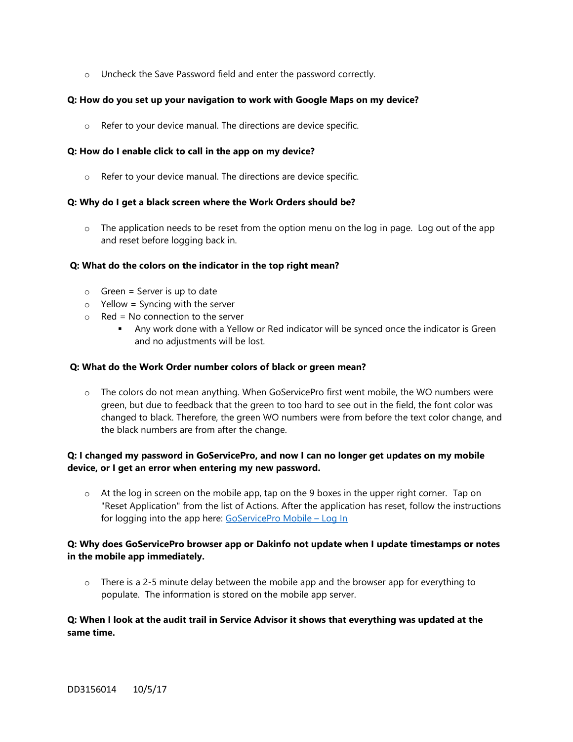- Uncheck the Save Password field and enter the password correctly.

**Q: How do you set up your navigation to work with Google Maps on my device?**

- Refer to your device manual. The directions are device specific.

**Q: How do I enable click to call in the app on my device?**

- Refer to your device manual. The directions are device specific.

**Q: Why do I get a black screen where the Work Orders should be?**

- The application needs to be reset from the option menu on the log in page. Log out of the app and reset before logging back in.

**Q: What do the colors on the indicator in the top right mean?**

- Green = Server is up to date
- Yellow = Syncing with the server
- Red = No connection to the server
  - Any work done with a Yellow or Red indicator will be synced once the indicator is Green and no adjustments will be lost.

**Q: What do the Work Order number colors of black or green mean?**

- The colors do not mean anything. When GoServicePro first went mobile, the WO numbers were green, but due to feedback that the green to too hard to see out in the field, the font color was changed to black. Therefore, the green WO numbers were from before the text color change, and the black numbers are from after the change.

**Q: I changed my password in GoServicePro, and now I can no longer get updates on my mobile device, or I get an error when entering my new password.**

- At the log in screen on the mobile app, tap on the 9 boxes in the upper right corner. Tap on "Reset Application" from the list of Actions. After the application has reset, follow the instructions for logging into the app here: GoServicePro Mobile – Log In

**Q: Why does GoServicePro browser app or Dakinfo not update when I update timestamps or notes in the mobile app immediately.**

- There is a 2-5 minute delay between the mobile app and the browser app for everything to populate. The information is stored on the mobile app server.

**Q: When I look at the audit trail in Service Advisor it shows that everything was updated at the same time.**

DD3156014 10/5/17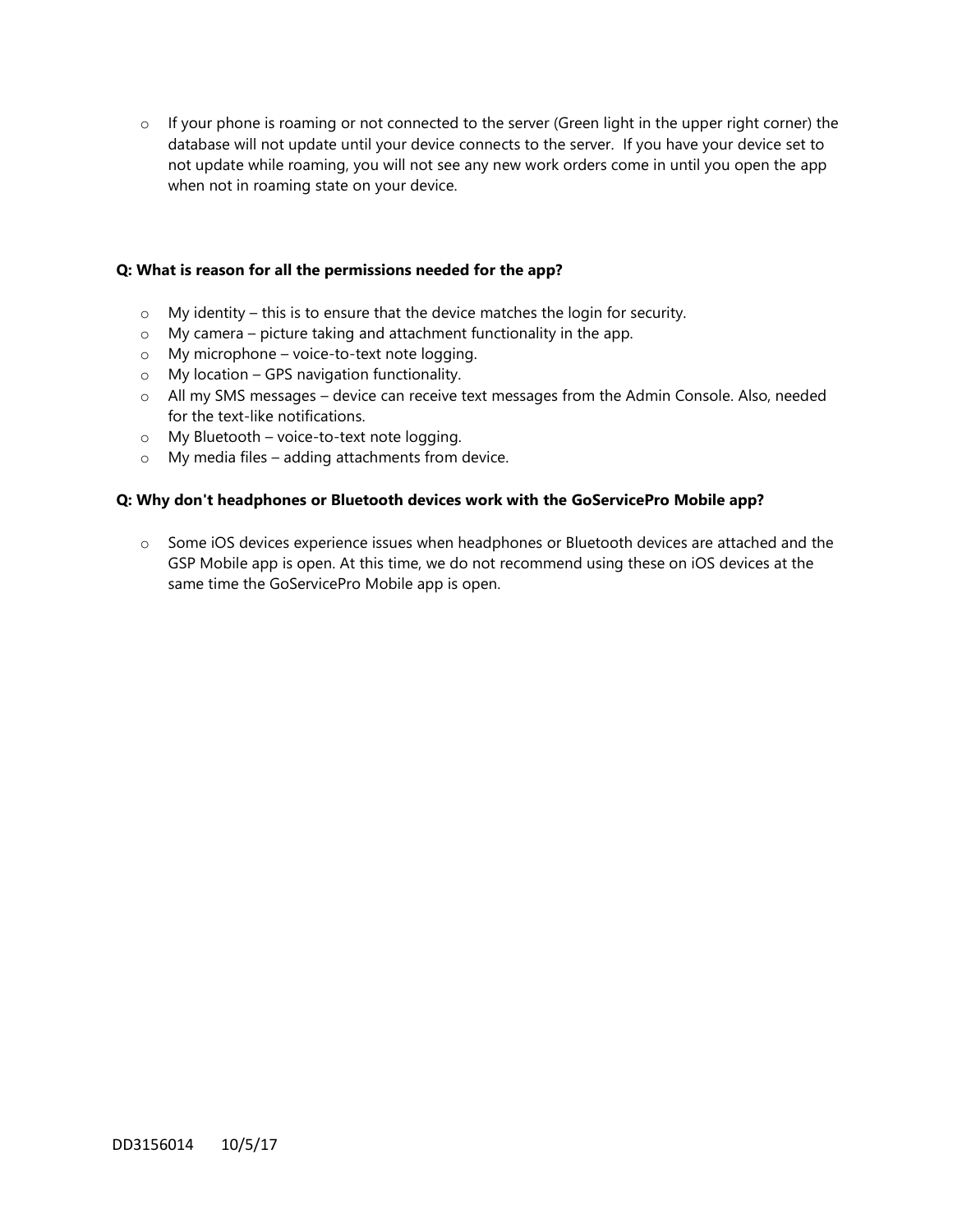- If your phone is roaming or not connected to the server (Green light in the upper right corner) the database will not update until your device connects to the server. If you have your device set to not update while roaming, you will not see any new work orders come in until you open the app when not in roaming state on your device.

**Q: What is reason for all the permissions needed for the app?**

- My identity – this is to ensure that the device matches the login for security.
- My camera – picture taking and attachment functionality in the app.
- My microphone – voice-to-text note logging.
- My location – GPS navigation functionality.
- All my SMS messages – device can receive text messages from the Admin Console. Also, needed for the text-like notifications.
- My Bluetooth – voice-to-text note logging.
- My media files – adding attachments from device.

**Q: Why don't headphones or Bluetooth devices work with the GoServicePro Mobile app?**

- Some iOS devices experience issues when headphones or Bluetooth devices are attached and the GSP Mobile app is open. At this time, we do not recommend using these on iOS devices at the same time the GoServicePro Mobile app is open.